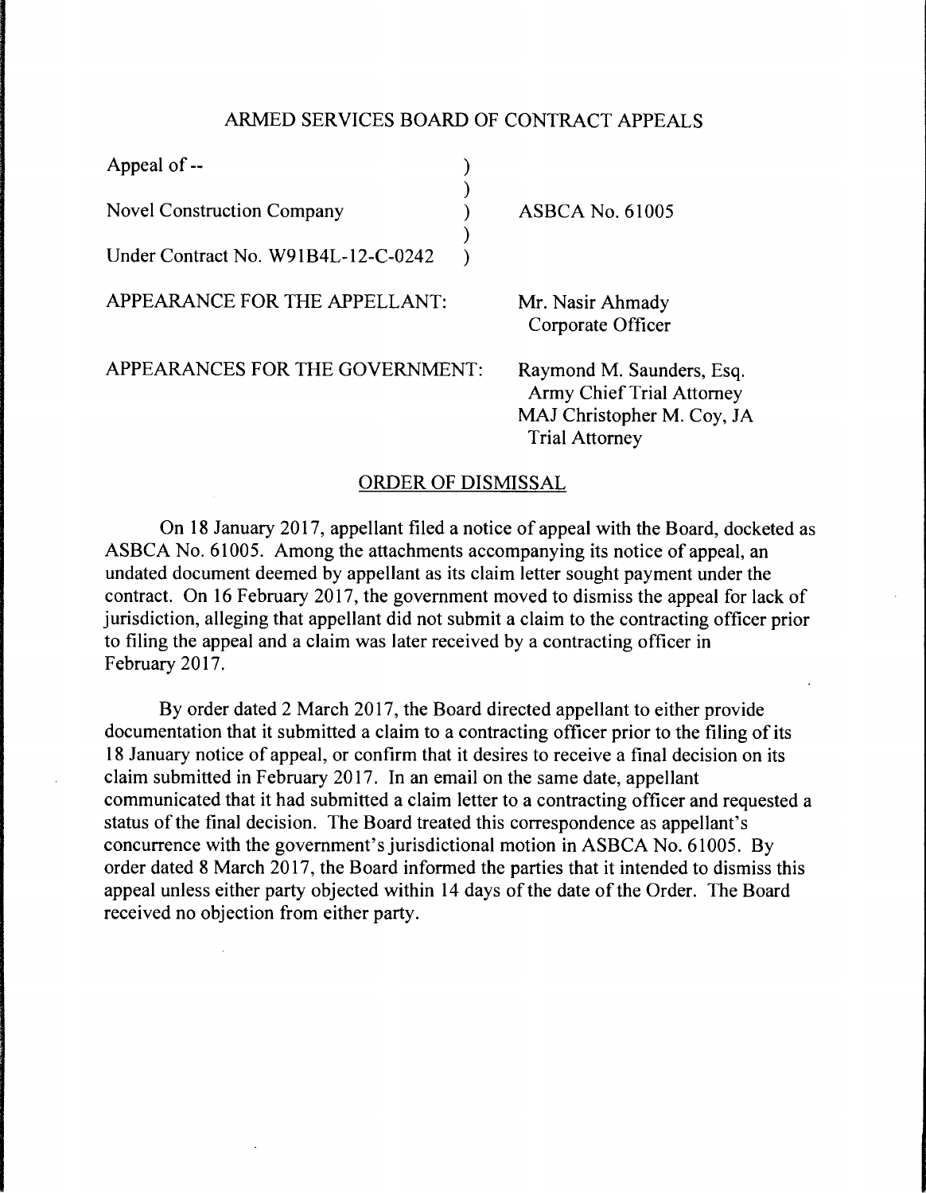ARMED SERVICES BOARD OF CONTRACT APPEALS

| | | |
|---|---|---|
| Appeal of -- | ) | |
| | ) | |
| Novel Construction Company | ) | ASBCA No. 61005 |
| | ) | |
| Under Contract No. W91B4L-12-C-0242 | ) | |

APPEARANCE FOR THE APPELLANT: Mr. Nasir Ahmady
Corporate Officer

APPEARANCES FOR THE GOVERNMENT: Raymond M. Saunders, Esq.
Army Chief Trial Attorney
MAJ Christopher M. Coy, JA
Trial Attorney

ORDER OF DISMISSAL

On 18 January 2017, appellant filed a notice of appeal with the Board, docketed as ASBCA No. 61005. Among the attachments accompanying its notice of appeal, an undated document deemed by appellant as its claim letter sought payment under the contract. On 16 February 2017, the government moved to dismiss the appeal for lack of jurisdiction, alleging that appellant did not submit a claim to the contracting officer prior to filing the appeal and a claim was later received by a contracting officer in February 2017.

By order dated 2 March 2017, the Board directed appellant to either provide documentation that it submitted a claim to a contracting officer prior to the filing of its 18 January notice of appeal, or confirm that it desires to receive a final decision on its claim submitted in February 2017. In an email on the same date, appellant communicated that it had submitted a claim letter to a contracting officer and requested a status of the final decision. The Board treated this correspondence as appellant's concurrence with the government's jurisdictional motion in ASBCA No. 61005. By order dated 8 March 2017, the Board informed the parties that it intended to dismiss this appeal unless either party objected within 14 days of the date of the Order. The Board received no objection from either party.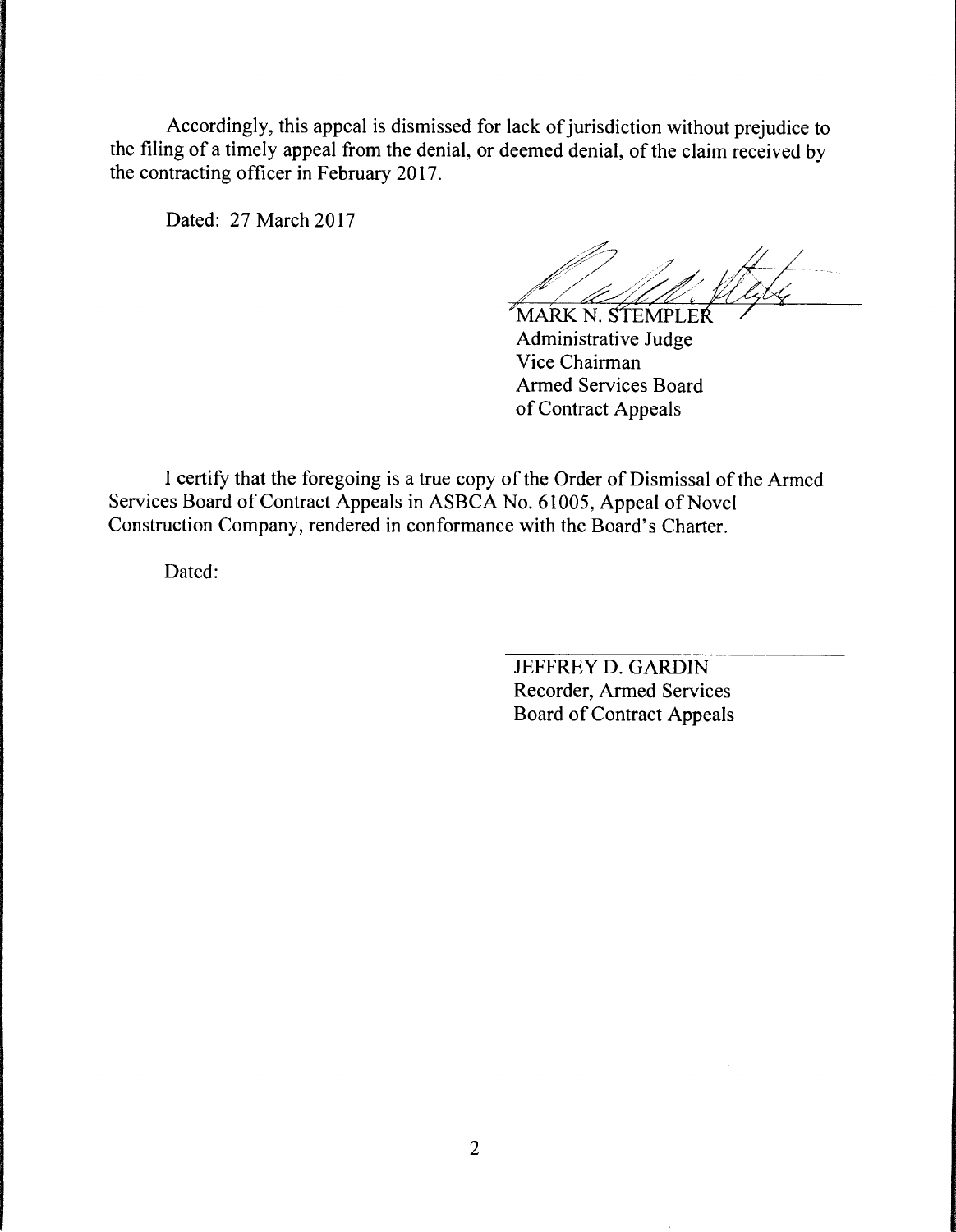Accordingly, this appeal is dismissed for lack of jurisdiction without prejudice to the filing of a timely appeal from the denial, or deemed denial, of the claim received by the contracting officer in February 2017.

Dated: 27 March 2017

MARK N. STEMPLER
Administrative Judge
Vice Chairman
Armed Services Board
of Contract Appeals

I certify that the foregoing is a true copy of the Order of Dismissal of the Armed Services Board of Contract Appeals in ASBCA No. 61005, Appeal of Novel Construction Company, rendered in conformance with the Board's Charter.

Dated:

JEFFREY D. GARDIN
Recorder, Armed Services
Board of Contract Appeals